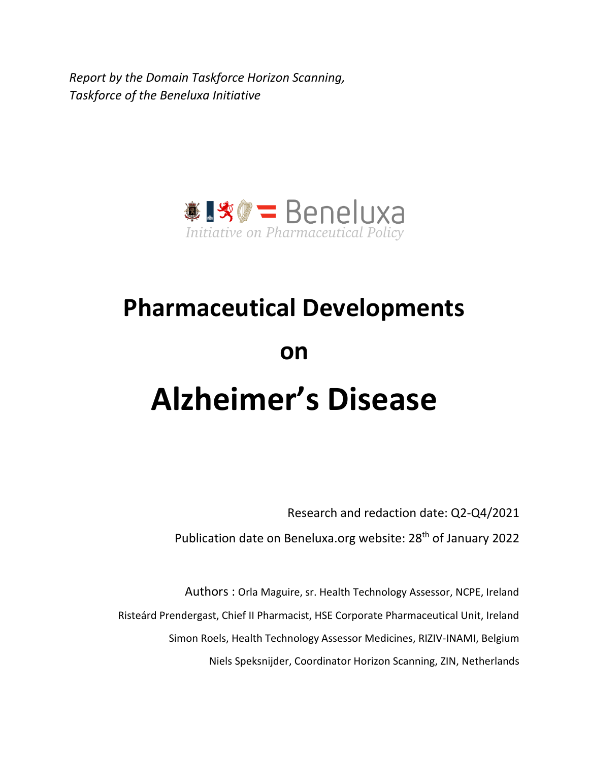*Report by the Domain Taskforce Horizon Scanning,*
*Taskforce of the Beneluxa Initiative*

Beneluxa
*Initiative on Pharmaceutical Policy*

# Pharmaceutical Developments

# on

# Alzheimer's Disease

Research and redaction date: Q2-Q4/2021

Publication date on Beneluxa.org website: 28th of January 2022

Authors : Orla Maguire, sr. Health Technology Assessor, NCPE, Ireland

Risteárd Prendergast, Chief II Pharmacist, HSE Corporate Pharmaceutical Unit, Ireland

Simon Roels, Health Technology Assessor Medicines, RIZIV-INAMI, Belgium

Niels Speksnijder, Coordinator Horizon Scanning, ZIN, Netherlands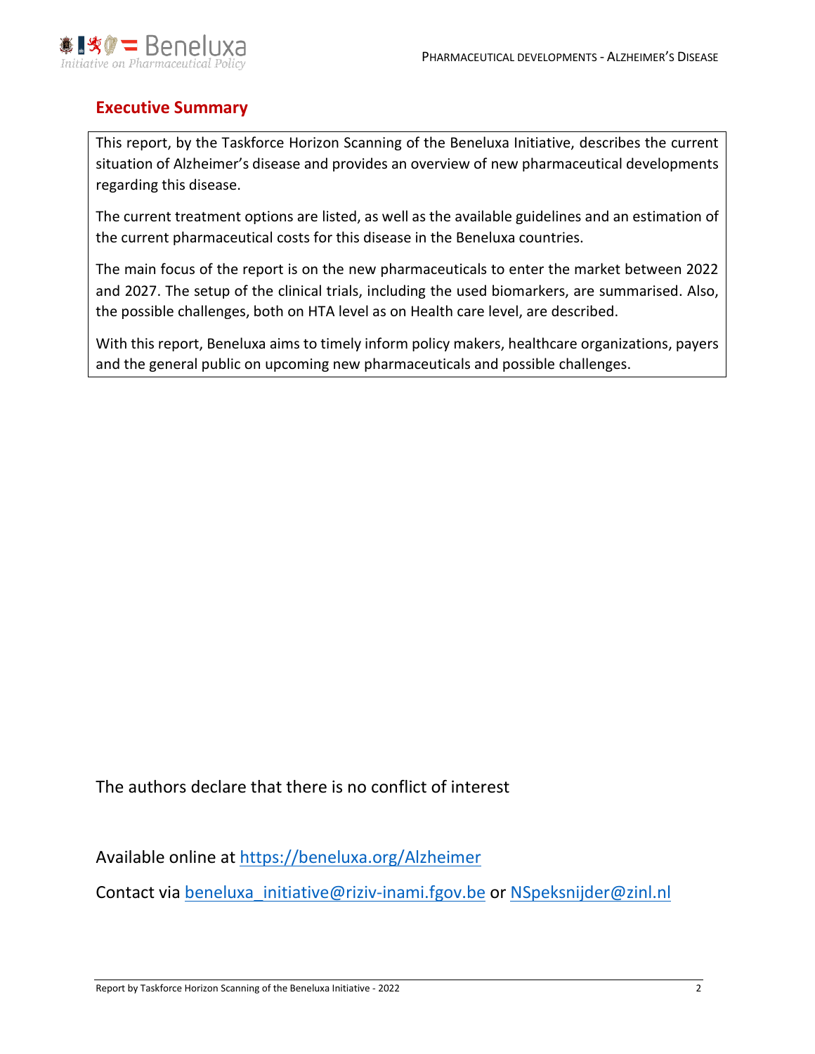## Executive Summary

This report, by the Taskforce Horizon Scanning of the Beneluxa Initiative, describes the current situation of Alzheimer's disease and provides an overview of new pharmaceutical developments regarding this disease.

The current treatment options are listed, as well as the available guidelines and an estimation of the current pharmaceutical costs for this disease in the Beneluxa countries.

The main focus of the report is on the new pharmaceuticals to enter the market between 2022 and 2027. The setup of the clinical trials, including the used biomarkers, are summarised. Also, the possible challenges, both on HTA level as on Health care level, are described.

With this report, Beneluxa aims to timely inform policy makers, healthcare organizations, payers and the general public on upcoming new pharmaceuticals and possible challenges.

The authors declare that there is no conflict of interest

Available online at [https://beneluxa.org/Alzheimer](https://beneluxa.org/Alzheimer)

Contact via [beneluxa_initiative@riziv-inami.fgov.be](mailto:beneluxa_initiative@riziv-inami.fgov.be) or [NSpeksnijder@zinl.nl](mailto:NSpeksnijder@zinl.nl)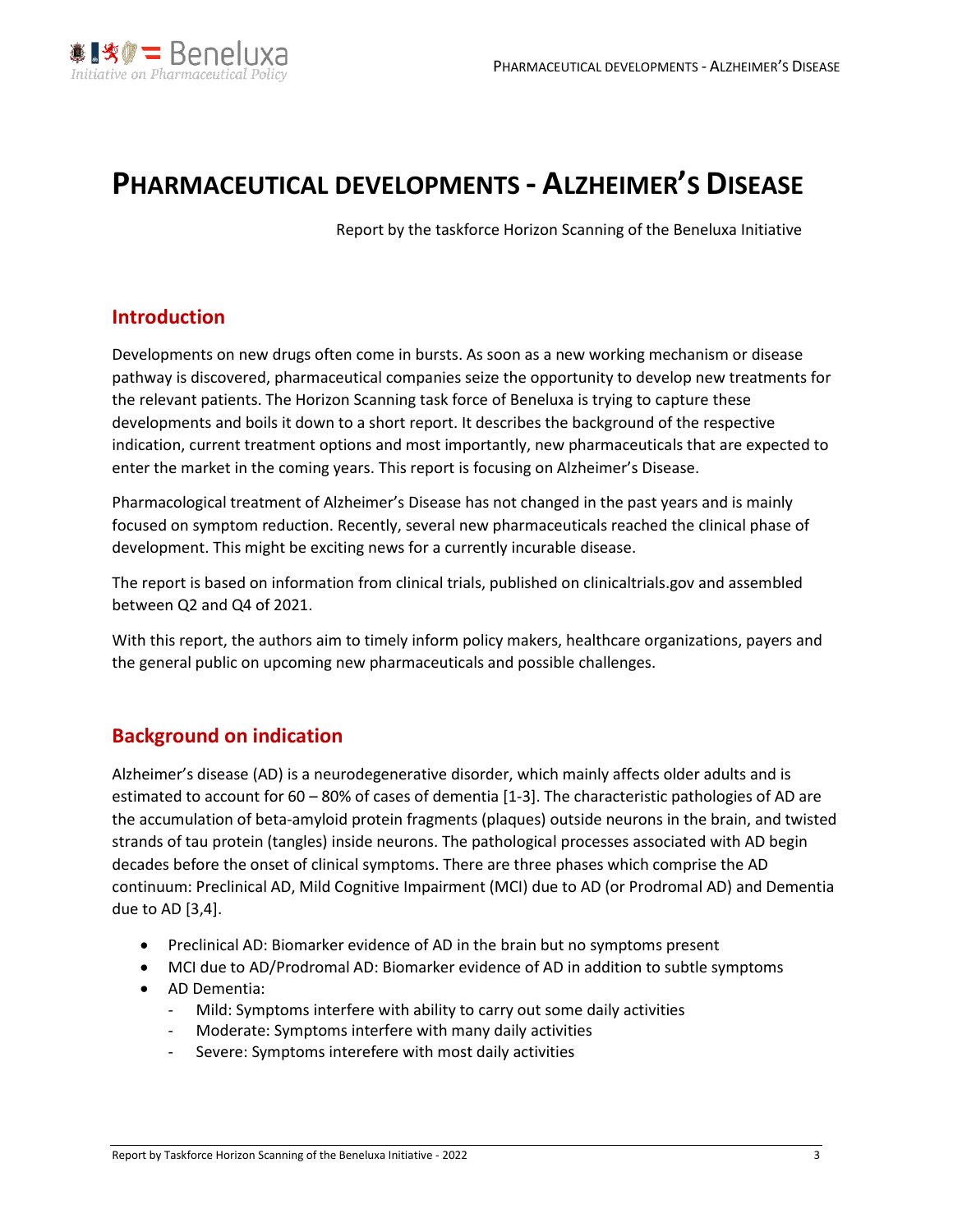# PHARMACEUTICAL DEVELOPMENTS - ALZHEIMER'S DISEASE

Report by the taskforce Horizon Scanning of the Beneluxa Initiative

## Introduction

Developments on new drugs often come in bursts. As soon as a new working mechanism or disease pathway is discovered, pharmaceutical companies seize the opportunity to develop new treatments for the relevant patients. The Horizon Scanning task force of Beneluxa is trying to capture these developments and boils it down to a short report. It describes the background of the respective indication, current treatment options and most importantly, new pharmaceuticals that are expected to enter the market in the coming years. This report is focusing on Alzheimer's Disease.

Pharmacological treatment of Alzheimer's Disease has not changed in the past years and is mainly focused on symptom reduction. Recently, several new pharmaceuticals reached the clinical phase of development. This might be exciting news for a currently incurable disease.

The report is based on information from clinical trials, published on clinicaltrials.gov and assembled between Q2 and Q4 of 2021.

With this report, the authors aim to timely inform policy makers, healthcare organizations, payers and the general public on upcoming new pharmaceuticals and possible challenges.

## Background on indication

Alzheimer's disease (AD) is a neurodegenerative disorder, which mainly affects older adults and is estimated to account for 60 – 80% of cases of dementia [1-3]. The characteristic pathologies of AD are the accumulation of beta-amyloid protein fragments (plaques) outside neurons in the brain, and twisted strands of tau protein (tangles) inside neurons. The pathological processes associated with AD begin decades before the onset of clinical symptoms. There are three phases which comprise the AD continuum: Preclinical AD, Mild Cognitive Impairment (MCI) due to AD (or Prodromal AD) and Dementia due to AD [3,4].

- Preclinical AD: Biomarker evidence of AD in the brain but no symptoms present
- MCI due to AD/Prodromal AD: Biomarker evidence of AD in addition to subtle symptoms
- AD Dementia:
  - Mild: Symptoms interfere with ability to carry out some daily activities
  - Moderate: Symptoms interfere with many daily activities
  - Severe: Symptoms interefere with most daily activities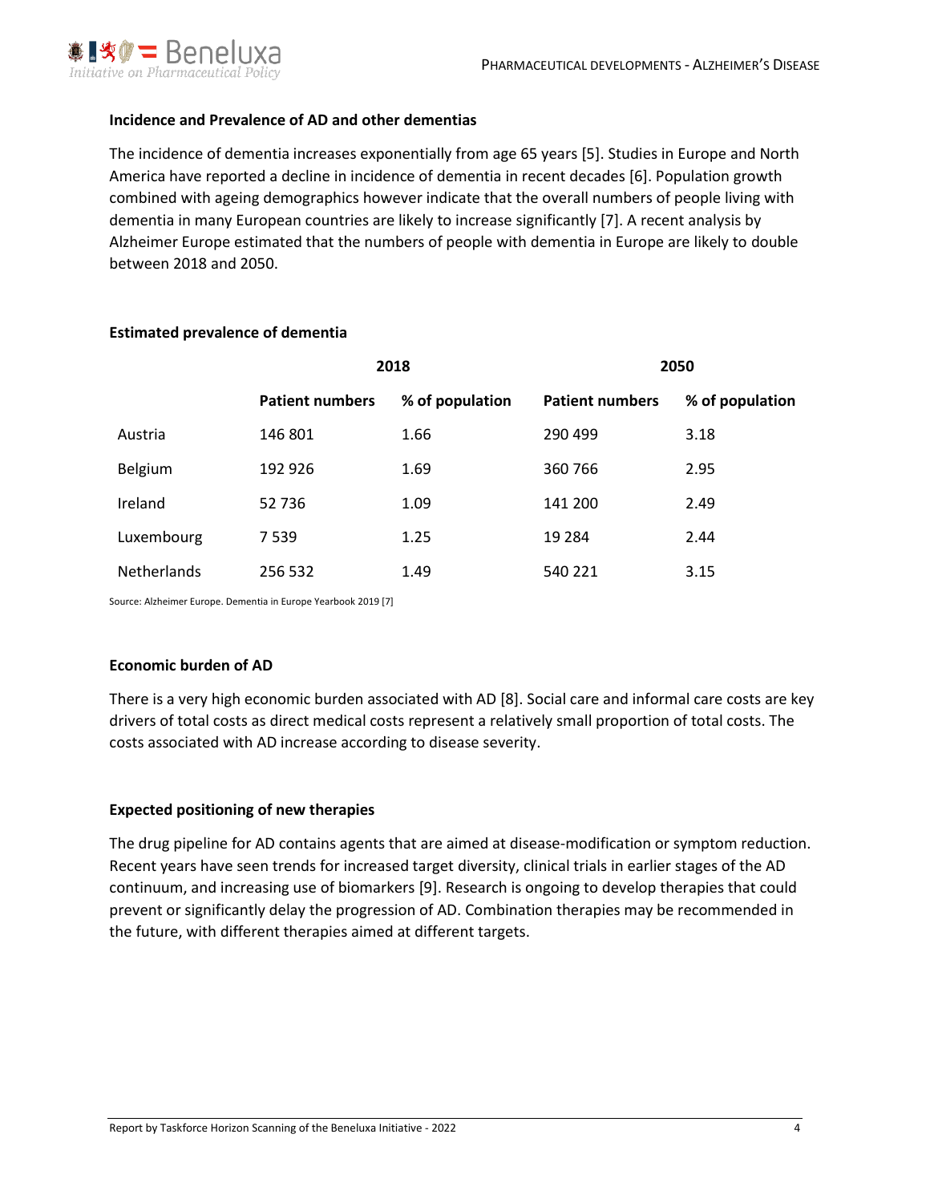### Incidence and Prevalence of AD and other dementias

The incidence of dementia increases exponentially from age 65 years [5]. Studies in Europe and North America have reported a decline in incidence of dementia in recent decades [6]. Population growth combined with ageing demographics however indicate that the overall numbers of people living with dementia in many European countries are likely to increase significantly [7]. A recent analysis by Alzheimer Europe estimated that the numbers of people with dementia in Europe are likely to double between 2018 and 2050.

### Estimated prevalence of dementia

| | 2018 | | 2050 | |
|---|---|---|---|---|
| | **Patient numbers** | **% of population** | **Patient numbers** | **% of population** |
| Austria | 146 801 | 1.66 | 290 499 | 3.18 |
| Belgium | 192 926 | 1.69 | 360 766 | 2.95 |
| Ireland | 52 736 | 1.09 | 141 200 | 2.49 |
| Luxembourg | 7 539 | 1.25 | 19 284 | 2.44 |
| Netherlands | 256 532 | 1.49 | 540 221 | 3.15 |

Source: Alzheimer Europe. Dementia in Europe Yearbook 2019 [7]

### Economic burden of AD

There is a very high economic burden associated with AD [8]. Social care and informal care costs are key drivers of total costs as direct medical costs represent a relatively small proportion of total costs. The costs associated with AD increase according to disease severity.

### Expected positioning of new therapies

The drug pipeline for AD contains agents that are aimed at disease-modification or symptom reduction. Recent years have seen trends for increased target diversity, clinical trials in earlier stages of the AD continuum, and increasing use of biomarkers [9]. Research is ongoing to develop therapies that could prevent or significantly delay the progression of AD. Combination therapies may be recommended in the future, with different therapies aimed at different targets.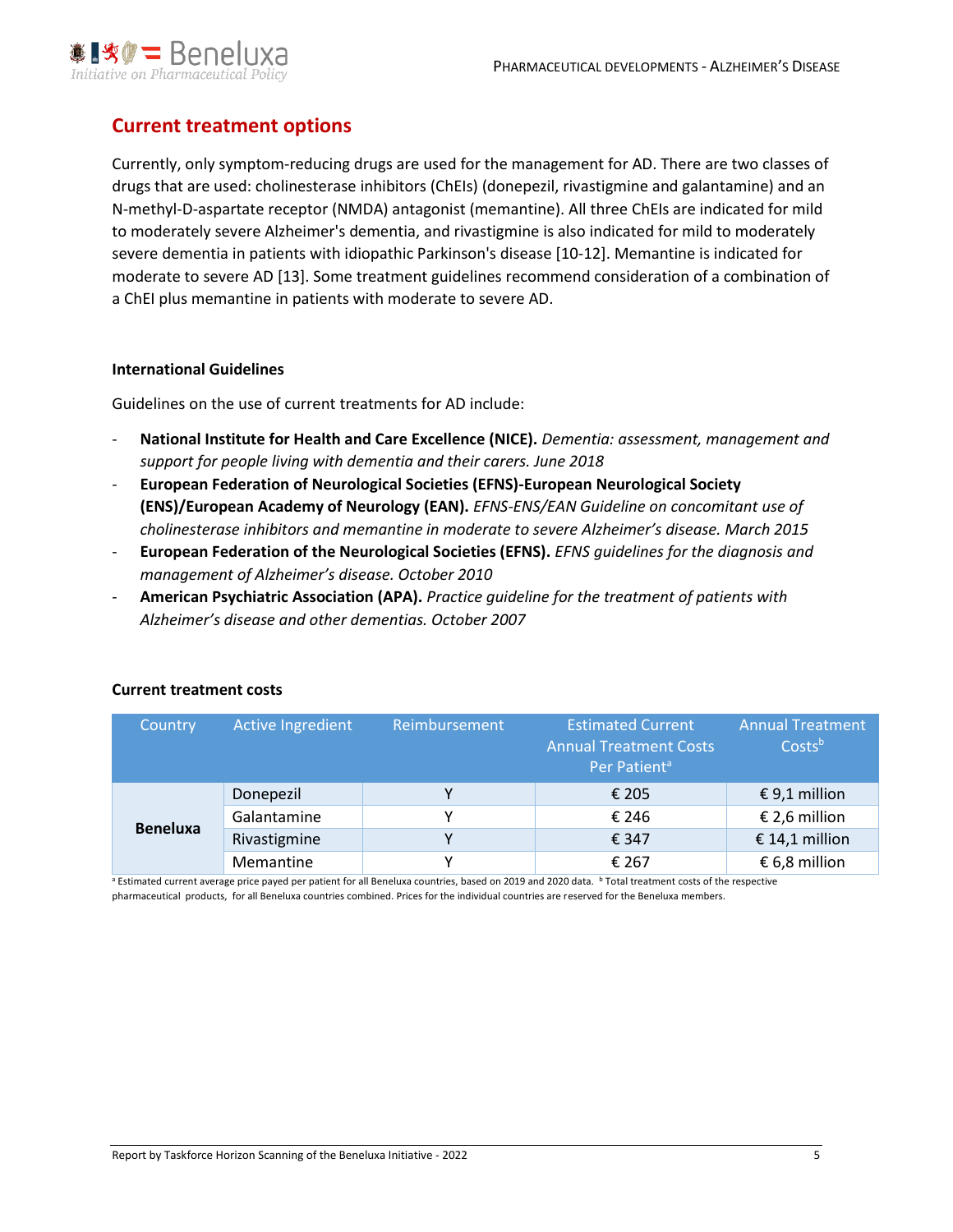## Current treatment options

Currently, only symptom-reducing drugs are used for the management for AD. There are two classes of drugs that are used: cholinesterase inhibitors (ChEIs) (donepezil, rivastigmine and galantamine) and an N-methyl-D-aspartate receptor (NMDA) antagonist (memantine). All three ChEIs are indicated for mild to moderately severe Alzheimer's dementia, and rivastigmine is also indicated for mild to moderately severe dementia in patients with idiopathic Parkinson's disease [10-12]. Memantine is indicated for moderate to severe AD [13]. Some treatment guidelines recommend consideration of a combination of a ChEI plus memantine in patients with moderate to severe AD.

### International Guidelines

Guidelines on the use of current treatments for AD include:

- **National Institute for Health and Care Excellence (NICE).** *Dementia: assessment, management and support for people living with dementia and their carers. June 2018*
- **European Federation of Neurological Societies (EFNS)-European Neurological Society (ENS)/European Academy of Neurology (EAN).** *EFNS-ENS/EAN Guideline on concomitant use of cholinesterase inhibitors and memantine in moderate to severe Alzheimer's disease. March 2015*
- **European Federation of the Neurological Societies (EFNS).** *EFNS guidelines for the diagnosis and management of Alzheimer's disease. October 2010*
- **American Psychiatric Association (APA).** *Practice guideline for the treatment of patients with Alzheimer's disease and other dementias. October 2007*

### Current treatment costs

| Country | Active Ingredient | Reimbursement | Estimated Current Annual Treatment Costs Per Patient[a] | Annual Treatment Costs[b] |
|---|---|---|---|---|
| **Beneluxa** | Donepezil | Y | € 205 | € 9,1 million |
| | Galantamine | Y | € 246 | € 2,6 million |
| | Rivastigmine | Y | € 347 | € 14,1 million |
| | Memantine | Y | € 267 | € 6,8 million |

[a] Estimated current average price payed per patient for all Beneluxa countries, based on 2019 and 2020 data. [b] Total treatment costs of the respective pharmaceutical products, for all Beneluxa countries combined. Prices for the individual countries are reserved for the Beneluxa members.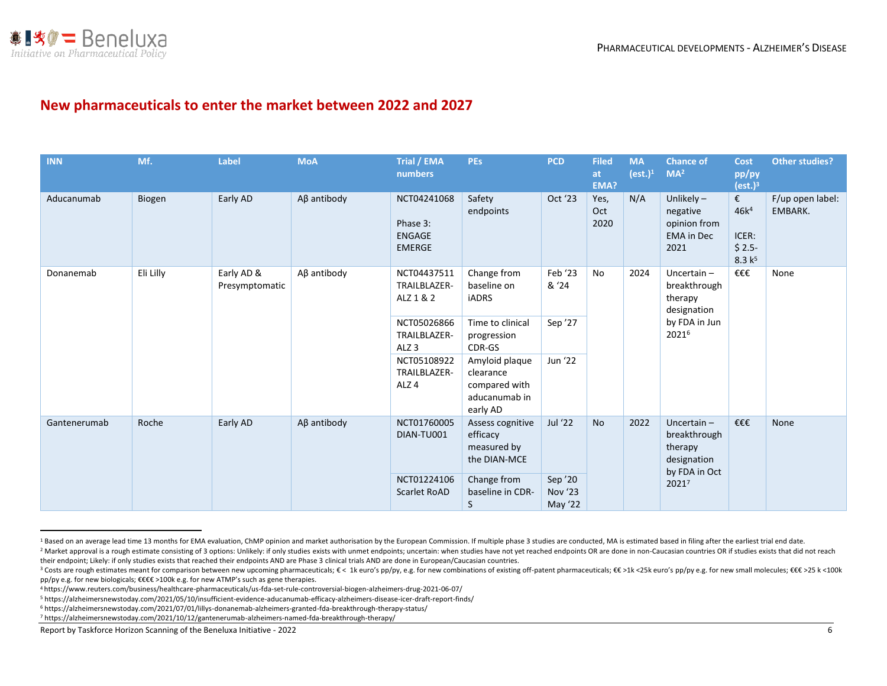## New pharmaceuticals to enter the market between 2022 and 2027

| INN | Mf. | Label | MoA | Trial / EMA numbers | PEs | PCD | Filed at EMA? | MA (est.)[1] | Chance of MA[2] | Cost pp/py (est.)[3] | Other studies? |
|---|---|---|---|---|---|---|---|---|---|---|---|
| Aducanumab | Biogen | Early AD | Aβ antibody | NCT04241068<br><br>Phase 3: ENGAGE EMERGE | Safety endpoints | Oct '23 | Yes, Oct 2020 | N/A | Unlikely – negative opinion from EMA in Dec 2021 | € 46k[4]<br><br>ICER: $ 2.5-8.3 k[5] | F/up open label: EMBARK. |
| Donanemab | Eli Lilly | Early AD & Presymptomatic | Aβ antibody | NCT04437511 TRAILBLAZER-ALZ 1 & 2 | Change from baseline on iADRS | Feb '23 & '24 | No | 2024 | Uncertain – breakthrough therapy designation by FDA in Jun 2021[6] | €€€ | None |
| | | | | NCT05026866 TRAILBLAZER-ALZ 3 | Time to clinical progression CDR-GS | Sep '27 | | | | | |
| | | | | NCT05108922 TRAILBLAZER-ALZ 4 | Amyloid plaque clearance compared with aducanumab in early AD | Jun '22 | | | | | |
| Gantenerumab | Roche | Early AD | Aβ antibody | NCT01760005 DIAN-TU001 | Assess cognitive efficacy measured by the DIAN-MCE | Jul '22 | No | 2022 | Uncertain – breakthrough therapy designation by FDA in Oct 2021[7] | €€€ | None |
| | | | | NCT01224106 Scarlet RoAD | Change from baseline in CDR-S | Sep '20 Nov '23 May '22 | | | | | |

[1] Based on an average lead time 13 months for EMA evaluation, ChMP opinion and market authorisation by the European Commission. If multiple phase 3 studies are conducted, MA is estimated based in filing after the earliest trial end date.

[2] Market approval is a rough estimate consisting of 3 options: Unlikely: if only studies exists with unmet endpoints; uncertain: when studies have not yet reached endpoints OR are done in non-Caucasian countries OR if studies exists that did not reach their endpoint; Likely: if only studies exists that reached their endpoints AND are Phase 3 clinical trials AND are done in European/Caucasian countries.

[3] Costs are rough estimates meant for comparison between new upcoming pharmaceuticals; € < 1k euro's pp/py, e.g. for new combinations of existing off-patent pharmaceuticals; €€ >1k <25k euro's pp/py e.g. for new small molecules; €€€ >25 k <100k pp/py e.g. for new biologicals; €€€€ >100k e.g. for new ATMP's such as gene therapies.

[4] https://www.reuters.com/business/healthcare-pharmaceuticals/us-fda-set-rule-controversial-biogen-alzheimers-drug-2021-06-07/

[5] https://alzheimersnewstoday.com/2021/05/10/insufficient-evidence-aducanumab-efficacy-alzheimers-disease-icer-draft-report-finds/

[6] https://alzheimersnewstoday.com/2021/07/01/lillys-donanemab-alzheimers-granted-fda-breakthrough-therapy-status/

[7] https://alzheimersnewstoday.com/2021/10/12/gantenerumab-alzheimers-named-fda-breakthrough-therapy/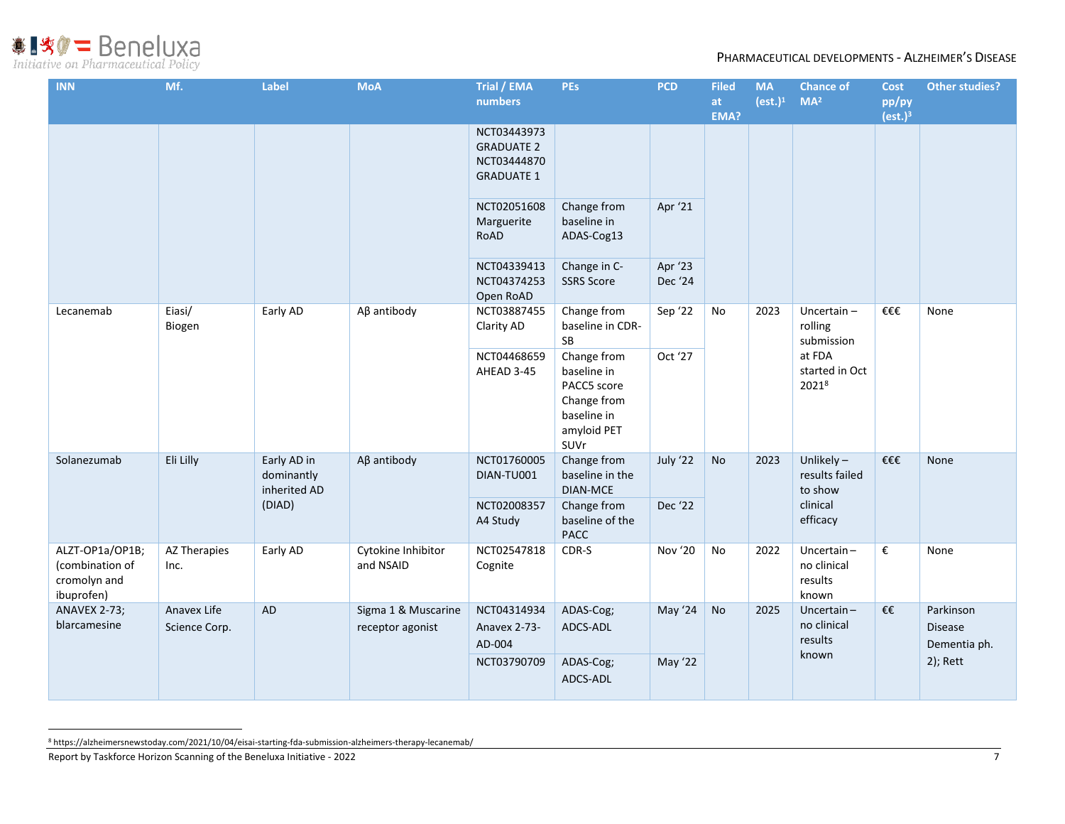| INN | Mf. | Label | MoA | Trial / EMA numbers | PEs | PCD | Filed at EMA? | MA (est.)[1] | Chance of MA[2] | Cost pp/py (est.)[3] | Other studies? |
|---|---|---|---|---|---|---|---|---|---|---|---|
| | | | | NCT03443973 GRADUATE 2 NCT03444870 GRADUATE 1 | | | | | | | |
| | | | | NCT02051608 Marguerite RoAD | Change from baseline in ADAS-Cog13 | Apr '21 | | | | | |
| | | | | NCT04339413 NCT04374253 Open RoAD | Change in C-SSRS Score | Apr '23 Dec '24 | | | | | |
| Lecanemab | Eiasi/ Biogen | Early AD | Aβ antibody | NCT03887455 Clarity AD | Change from baseline in CDR-SB | Sep '22 | No | 2023 | Uncertain – rolling submission at FDA started in Oct 2021[8] | €€€ | None |
| | | | | NCT04468659 AHEAD 3-45 | Change from baseline in PACC5 score Change from baseline in amyloid PET SUVr | Oct '27 | | | | | |
| Solanezumab | Eli Lilly | Early AD in dominantly inherited AD (DIAD) | Aβ antibody | NCT01760005 DIAN-TU001 | Change from baseline in the DIAN-MCE | July '22 | No | 2023 | Unlikely – results failed to show clinical efficacy | €€€ | None |
| | | | | NCT02008357 A4 Study | Change from baseline of the PACC | Dec '22 | | | | | |
| ALZT-OP1a/OP1B; (combination of cromolyn and ibuprofen) | AZ Therapies Inc. | Early AD | Cytokine Inhibitor and NSAID | NCT02547818 Cognite | CDR-S | Nov '20 | No | 2022 | Uncertain – no clinical results known | € | None |
| ANAVEX 2-73; blarcamesine | Anavex Life Science Corp. | AD | Sigma 1 & Muscarine receptor agonist | NCT04314934 Anavex 2-73-AD-004 | ADAS-Cog; ADCS-ADL | May '24 | No | 2025 | Uncertain – no clinical results known | €€ | Parkinson Disease Dementia ph. 2); Rett |
| | | | | NCT03790709 | ADAS-Cog; ADCS-ADL | May '22 | | | | | |

[8] https://alzheimersnewstoday.com/2021/10/04/eisai-starting-fda-submission-alzheimers-therapy-lecanemab/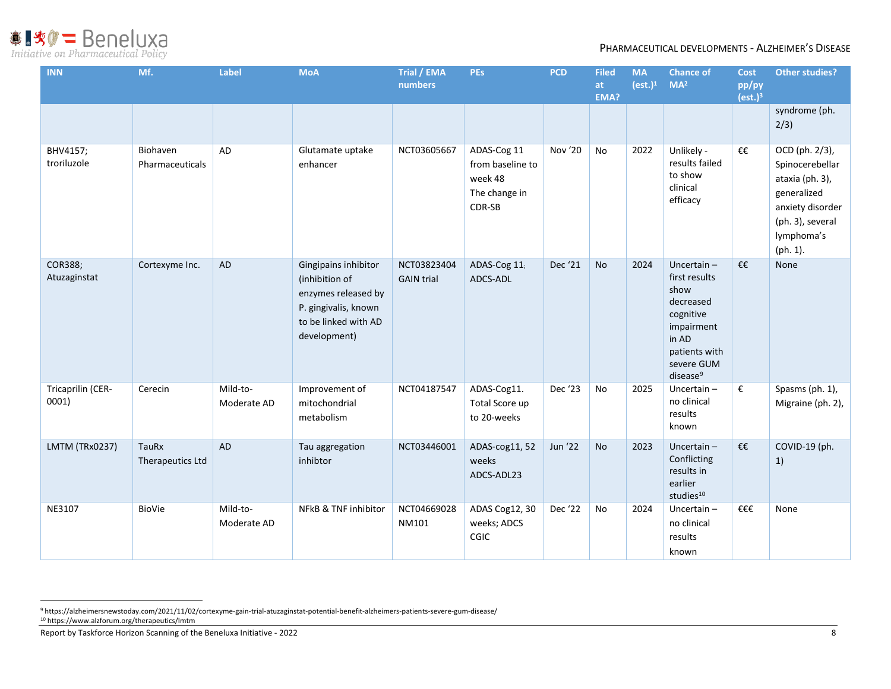| INN | Mf. | Label | MoA | Trial / EMA numbers | PEs | PCD | Filed at EMA? | MA (est.)[1] | Chance of MA[2] | Cost pp/py (est.)[3] | Other studies? |
|---|---|---|---|---|---|---|---|---|---|---|---|
| | | | | | | | | | | | syndrome (ph. 2/3) |
| BHV4157; troriluzole | Biohaven Pharmaceuticals | AD | Glutamate uptake enhancer | NCT03605667 | ADAS-Cog 11 from baseline to week 48 The change in CDR-SB | Nov '20 | No | 2022 | Unlikely - results failed to show clinical efficacy | €€ | OCD (ph. 2/3), Spinocerebellar ataxia (ph. 3), generalized anxiety disorder (ph. 3), several lymphoma's (ph. 1). |
| COR388; Atuzaginstat | Cortexyme Inc. | AD | Gingipains inhibitor (inhibition of enzymes released by P. gingivalis, known to be linked with AD development) | NCT03823404 GAIN trial | ADAS-Cog 11; ADCS-ADL | Dec '21 | No | 2024 | Uncertain – first results show decreased cognitive impairment in AD patients with severe GUM disease[9] | €€ | None |
| Tricaprilin (CER-0001) | Cerecin | Mild-to-Moderate AD | Improvement of mitochondrial metabolism | NCT04187547 | ADAS-Cog11. Total Score up to 20-weeks | Dec '23 | No | 2025 | Uncertain – no clinical results known | € | Spasms (ph. 1), Migraine (ph. 2), |
| LMTM (TRx0237) | TauRx Therapeutics Ltd | AD | Tau aggregation inhibtor | NCT03446001 | ADAS-cog11, 52 weeks ADCS-ADL23 | Jun '22 | No | 2023 | Uncertain – Conflicting results in earlier studies[10] | €€ | COVID-19 (ph. 1) |
| NE3107 | BioVie | Mild-to-Moderate AD | NFkB & TNF inhibitor | NCT04669028 NM101 | ADAS Cog12, 30 weeks; ADCS CGIC | Dec '22 | No | 2024 | Uncertain – no clinical results known | €€€ | None |

[9] https://alzheimersnewstoday.com/2021/11/02/cortexyme-gain-trial-atuzaginstat-potential-benefit-alzheimers-patients-severe-gum-disease/

[10] https://www.alzforum.org/therapeutics/lmtm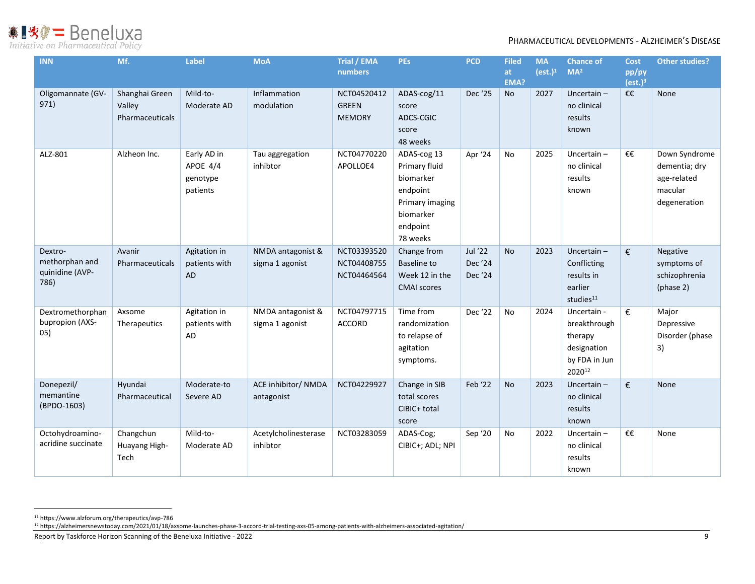| INN | Mf. | Label | MoA | Trial / EMA numbers | PEs | PCD | Filed at EMA? | MA (est.)[1] | Chance of MA[2] | Cost pp/py (est.)[3] | Other studies? |
|---|---|---|---|---|---|---|---|---|---|---|---|
| Oligomannate (GV-971) | Shanghai Green Valley Pharmaceuticals | Mild-to-Moderate AD | Inflammation modulation | NCT04520412 GREEN MEMORY | ADAS-cog/11 score ADCS-CGIC score 48 weeks | Dec '25 | No | 2027 | Uncertain – no clinical results known | €€ | None |
| ALZ-801 | Alzheon Inc. | Early AD in APOE 4/4 genotype patients | Tau aggregation inhibitor | NCT04770220 APOLLOE4 | ADAS-cog 13 Primary fluid biomarker endpoint Primary imaging biomarker endpoint 78 weeks | Apr '24 | No | 2025 | Uncertain – no clinical results known | €€ | Down Syndrome dementia; dry age-related macular degeneration |
| Dextro-methorphan and quinidine (AVP-786) | Avanir Pharmaceuticals | Agitation in patients with AD | NMDA antagonist & sigma 1 agonist | NCT03393520 NCT04408755 NCT04464564 | Change from Baseline to Week 12 in the CMAI scores | Jul '22 Dec '24 Dec '24 | No | 2023 | Uncertain – Conflicting results in earlier studies[11] | € | Negative symptoms of schizophrenia (phase 2) |
| Dextromethorphan bupropion (AXS-05) | Axsome Therapeutics | Agitation in patients with AD | NMDA antagonist & sigma 1 agonist | NCT04797715 ACCORD | Time from randomization to relapse of agitation symptoms. | Dec '22 | No | 2024 | Uncertain - breakthrough therapy designation by FDA in Jun 2020[12] | € | Major Depressive Disorder (phase 3) |
| Donepezil/ memantine (BPDO-1603) | Hyundai Pharmaceutical | Moderate-to Severe AD | ACE inhibitor/ NMDA antagonist | NCT04229927 | Change in SIB total scores CIBIC+ total score | Feb '22 | No | 2023 | Uncertain – no clinical results known | € | None |
| Octohydroamino-acridine succinate | Changchun Huayang High-Tech | Mild-to-Moderate AD | Acetylcholinesterase inhibitor | NCT03283059 | ADAS-Cog; CIBIC+; ADL; NPI | Sep '20 | No | 2022 | Uncertain – no clinical results known | €€ | None |

[11] https://www.alzforum.org/therapeutics/avp-786

[12] https://alzheimersnewstoday.com/2021/01/18/axsome-launches-phase-3-accord-trial-testing-axs-05-among-patients-with-alzheimers-associated-agitation/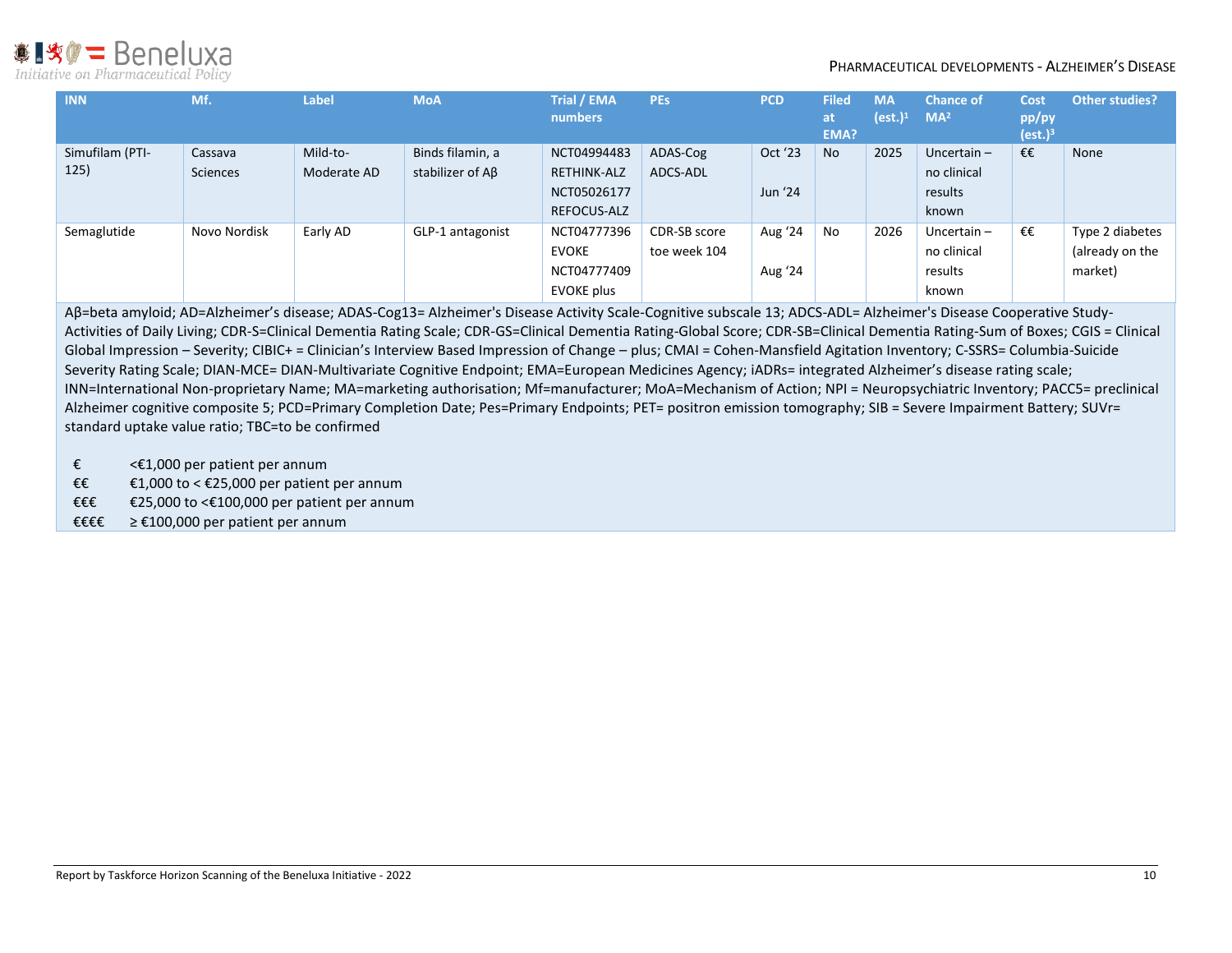| INN | Mf. | Label | MoA | Trial / EMA numbers | PEs | PCD | Filed at EMA? | MA (est.)[1] | Chance of MA[2] | Cost pp/py (est.)[3] | Other studies? |
|---|---|---|---|---|---|---|---|---|---|---|---|
| Simufilam (PTI-125) | Cassava Sciences | Mild-to-Moderate AD | Binds filamin, a stabilizer of Aβ | NCT04994483 RETHINK-ALZ NCT05026177 REFOCUS-ALZ | ADAS-Cog ADCS-ADL | Oct '23<br><br>Jun '24 | No | 2025 | Uncertain – no clinical results known | €€ | None |
| Semaglutide | Novo Nordisk | Early AD | GLP-1 antagonist | NCT04777396 EVOKE NCT04777409 EVOKE plus | CDR-SB score toe week 104 | Aug '24<br><br>Aug '24 | No | 2026 | Uncertain – no clinical results known | €€ | Type 2 diabetes (already on the market) |

Aβ=beta amyloid; AD=Alzheimer's disease; ADAS-Cog13= Alzheimer's Disease Activity Scale-Cognitive subscale 13; ADCS-ADL= Alzheimer's Disease Cooperative Study-Activities of Daily Living; CDR-S=Clinical Dementia Rating Scale; CDR-GS=Clinical Dementia Rating-Global Score; CDR-SB=Clinical Dementia Rating-Sum of Boxes; CGIS = Clinical Global Impression – Severity; CIBIC+ = Clinician's Interview Based Impression of Change – plus; CMAI = Cohen-Mansfield Agitation Inventory; C-SSRS= Columbia-Suicide Severity Rating Scale; DIAN-MCE= DIAN-Multivariate Cognitive Endpoint; EMA=European Medicines Agency; iADRs= integrated Alzheimer's disease rating scale; INN=International Non-proprietary Name; MA=marketing authorisation; Mf=manufacturer; MoA=Mechanism of Action; NPI = Neuropsychiatric Inventory; PACC5= preclinical Alzheimer cognitive composite 5; PCD=Primary Completion Date; Pes=Primary Endpoints; PET= positron emission tomography; SIB = Severe Impairment Battery; SUVr= standard uptake value ratio; TBC=to be confirmed

| | |
|---|---|
| € | <€1,000 per patient per annum |
| €€ | €1,000 to < €25,000 per patient per annum |
| €€€ | €25,000 to <€100,000 per patient per annum |
| €€€€ | ≥ €100,000 per patient per annum |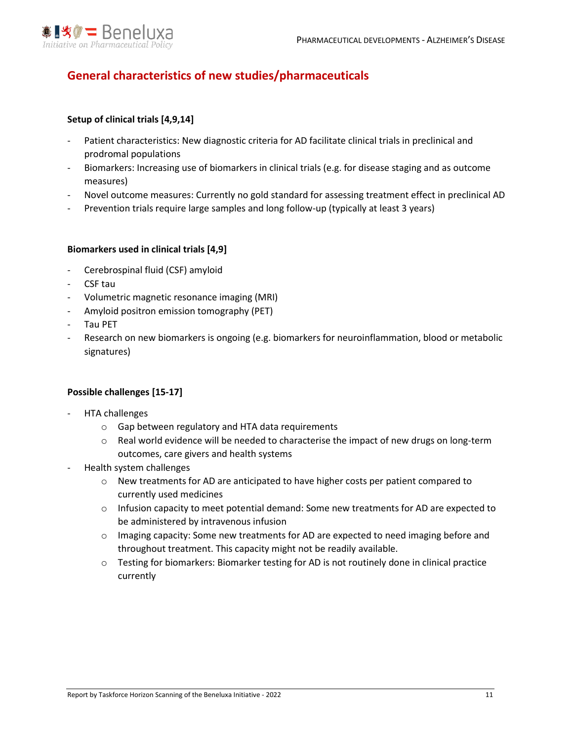## General characteristics of new studies/pharmaceuticals

### Setup of clinical trials [4,9,14]

- Patient characteristics: New diagnostic criteria for AD facilitate clinical trials in preclinical and prodromal populations
- Biomarkers: Increasing use of biomarkers in clinical trials (e.g. for disease staging and as outcome measures)
- Novel outcome measures: Currently no gold standard for assessing treatment effect in preclinical AD
- Prevention trials require large samples and long follow-up (typically at least 3 years)

### Biomarkers used in clinical trials [4,9]

- Cerebrospinal fluid (CSF) amyloid
- CSF tau
- Volumetric magnetic resonance imaging (MRI)
- Amyloid positron emission tomography (PET)
- Tau PET
- Research on new biomarkers is ongoing (e.g. biomarkers for neuroinflammation, blood or metabolic signatures)

### Possible challenges [15-17]

- HTA challenges
  - Gap between regulatory and HTA data requirements
  - Real world evidence will be needed to characterise the impact of new drugs on long-term outcomes, care givers and health systems
- Health system challenges
  - New treatments for AD are anticipated to have higher costs per patient compared to currently used medicines
  - Infusion capacity to meet potential demand: Some new treatments for AD are expected to be administered by intravenous infusion
  - Imaging capacity: Some new treatments for AD are expected to need imaging before and throughout treatment. This capacity might not be readily available.
  - Testing for biomarkers: Biomarker testing for AD is not routinely done in clinical practice currently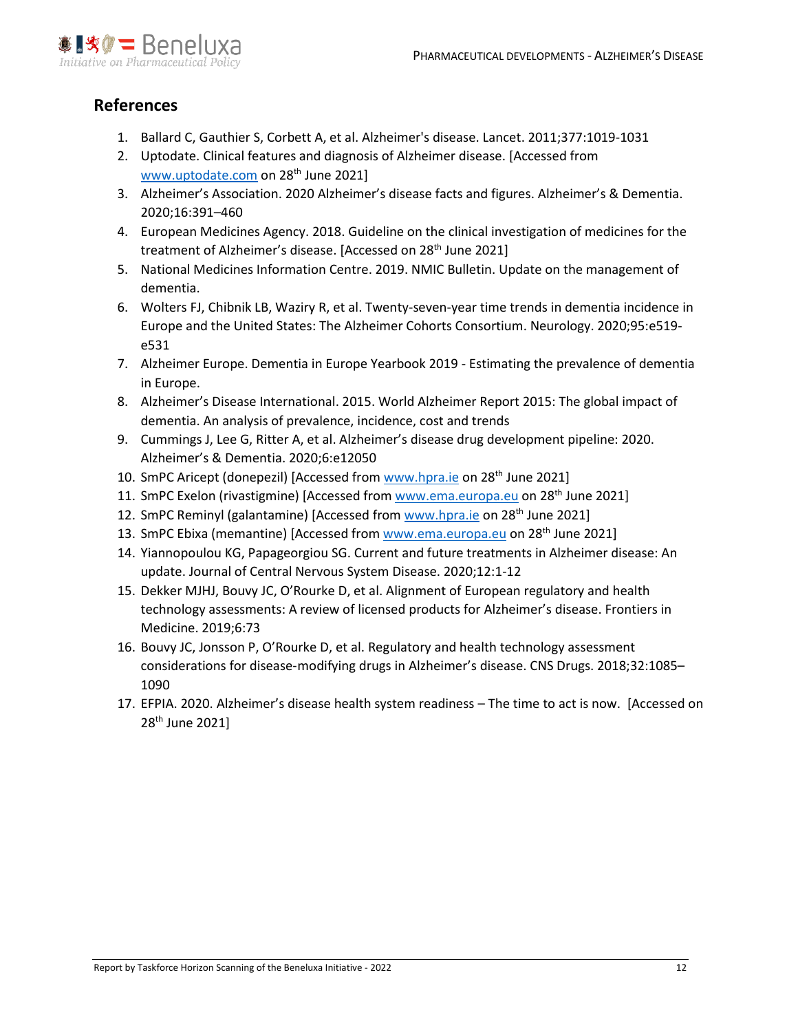## References

1. Ballard C, Gauthier S, Corbett A, et al. Alzheimer's disease. Lancet. 2011;377:1019-1031
2. Uptodate. Clinical features and diagnosis of Alzheimer disease. [Accessed from www.uptodate.com on 28th June 2021]
3. Alzheimer's Association. 2020 Alzheimer's disease facts and figures. Alzheimer's & Dementia. 2020;16:391–460
4. European Medicines Agency. 2018. Guideline on the clinical investigation of medicines for the treatment of Alzheimer's disease. [Accessed on 28th June 2021]
5. National Medicines Information Centre. 2019. NMIC Bulletin. Update on the management of dementia.
6. Wolters FJ, Chibnik LB, Waziry R, et al. Twenty-seven-year time trends in dementia incidence in Europe and the United States: The Alzheimer Cohorts Consortium. Neurology. 2020;95:e519-e531
7. Alzheimer Europe. Dementia in Europe Yearbook 2019 - Estimating the prevalence of dementia in Europe.
8. Alzheimer's Disease International. 2015. World Alzheimer Report 2015: The global impact of dementia. An analysis of prevalence, incidence, cost and trends
9. Cummings J, Lee G, Ritter A, et al. Alzheimer's disease drug development pipeline: 2020. Alzheimer's & Dementia. 2020;6:e12050
10. SmPC Aricept (donepezil) [Accessed from www.hpra.ie on 28th June 2021]
11. SmPC Exelon (rivastigmine) [Accessed from www.ema.europa.eu on 28th June 2021]
12. SmPC Reminyl (galantamine) [Accessed from www.hpra.ie on 28th June 2021]
13. SmPC Ebixa (memantine) [Accessed from www.ema.europa.eu on 28th June 2021]
14. Yiannopoulou KG, Papageorgiou SG. Current and future treatments in Alzheimer disease: An update. Journal of Central Nervous System Disease. 2020;12:1-12
15. Dekker MJHJ, Bouvy JC, O'Rourke D, et al. Alignment of European regulatory and health technology assessments: A review of licensed products for Alzheimer's disease. Frontiers in Medicine. 2019;6:73
16. Bouvy JC, Jonsson P, O'Rourke D, et al. Regulatory and health technology assessment considerations for disease-modifying drugs in Alzheimer's disease. CNS Drugs. 2018;32:1085–1090
17. EFPIA. 2020. Alzheimer's disease health system readiness – The time to act is now. [Accessed on 28th June 2021]